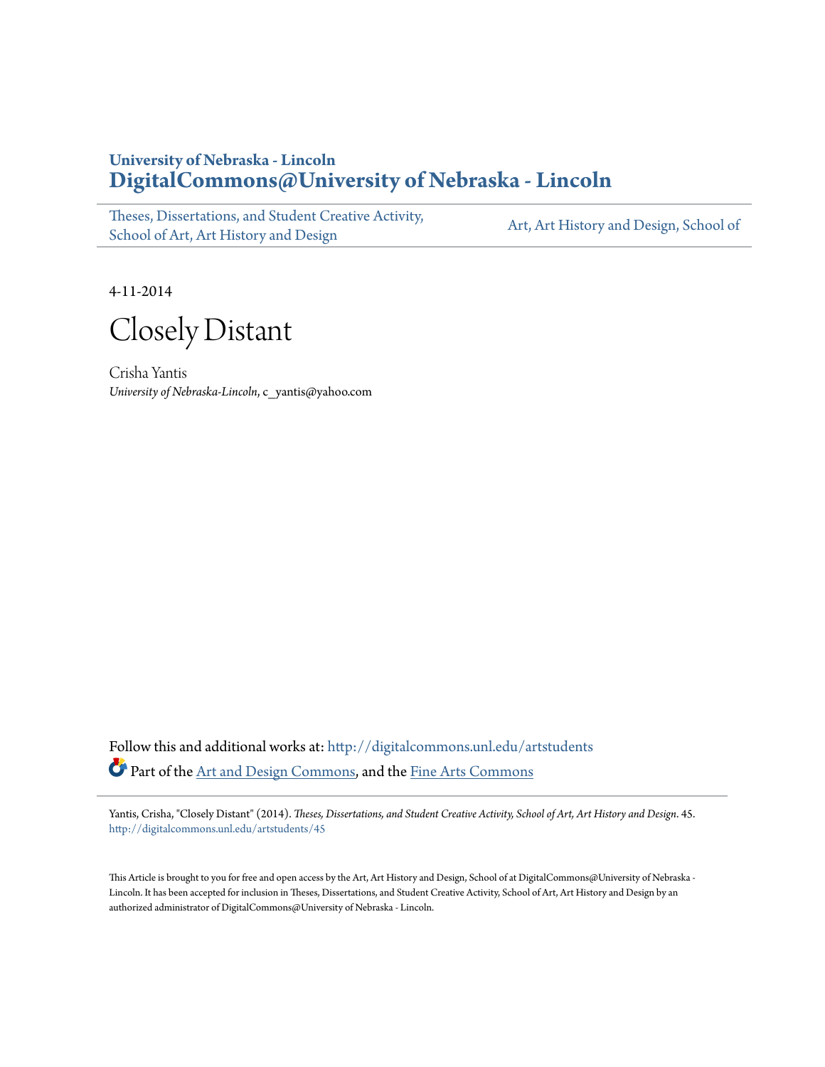**University of Nebraska - Lincoln**
**DigitalCommons@University of Nebraska - Lincoln**

Theses, Dissertations, and Student Creative Activity, School of Art, Art History and Design | Art, Art History and Design, School of

4-11-2014

# Closely Distant

Crisha Yantis
*University of Nebraska-Lincoln*, c_yantis@yahoo.com

Follow this and additional works at: http://digitalcommons.unl.edu/artstudents

Part of the Art and Design Commons, and the Fine Arts Commons

Yantis, Crisha, "Closely Distant" (2014). *Theses, Dissertations, and Student Creative Activity, School of Art, Art History and Design*. 45.
http://digitalcommons.unl.edu/artstudents/45

This Article is brought to you for free and open access by the Art, Art History and Design, School of at DigitalCommons@University of Nebraska - Lincoln. It has been accepted for inclusion in Theses, Dissertations, and Student Creative Activity, School of Art, Art History and Design by an authorized administrator of DigitalCommons@University of Nebraska - Lincoln.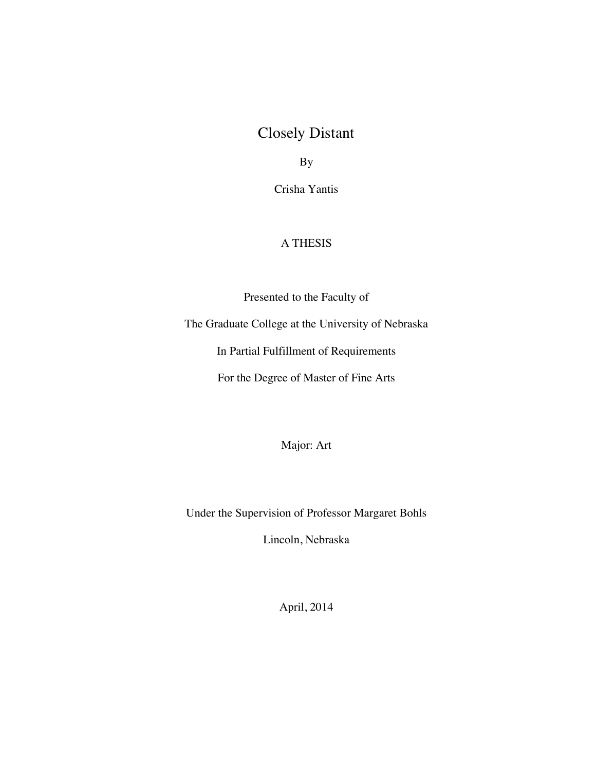# Closely Distant

By

Crisha Yantis

A THESIS

Presented to the Faculty of

The Graduate College at the University of Nebraska

In Partial Fulfillment of Requirements

For the Degree of Master of Fine Arts

Major: Art

Under the Supervision of Professor Margaret Bohls

Lincoln, Nebraska

April, 2014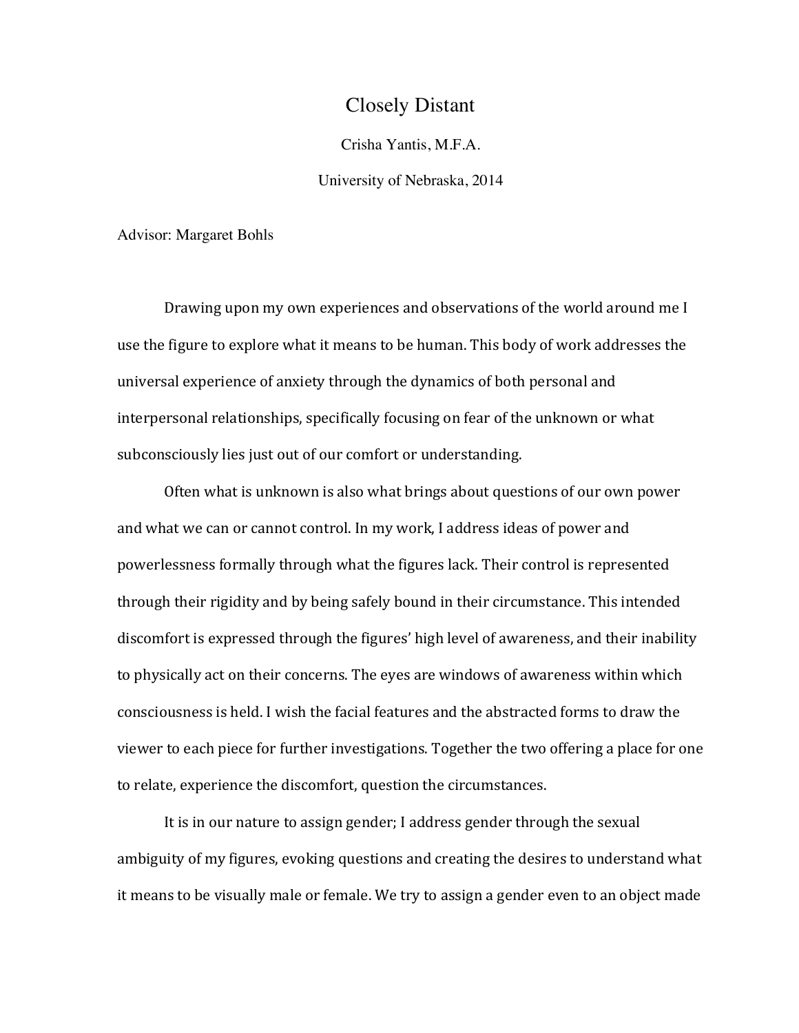# Closely Distant

Crisha Yantis, M.F.A.

University of Nebraska, 2014

Advisor: Margaret Bohls

Drawing upon my own experiences and observations of the world around me I use the figure to explore what it means to be human. This body of work addresses the universal experience of anxiety through the dynamics of both personal and interpersonal relationships, specifically focusing on fear of the unknown or what subconsciously lies just out of our comfort or understanding.

Often what is unknown is also what brings about questions of our own power and what we can or cannot control. In my work, I address ideas of power and powerlessness formally through what the figures lack. Their control is represented through their rigidity and by being safely bound in their circumstance. This intended discomfort is expressed through the figures' high level of awareness, and their inability to physically act on their concerns. The eyes are windows of awareness within which consciousness is held. I wish the facial features and the abstracted forms to draw the viewer to each piece for further investigations. Together the two offering a place for one to relate, experience the discomfort, question the circumstances.

It is in our nature to assign gender; I address gender through the sexual ambiguity of my figures, evoking questions and creating the desires to understand what it means to be visually male or female. We try to assign a gender even to an object made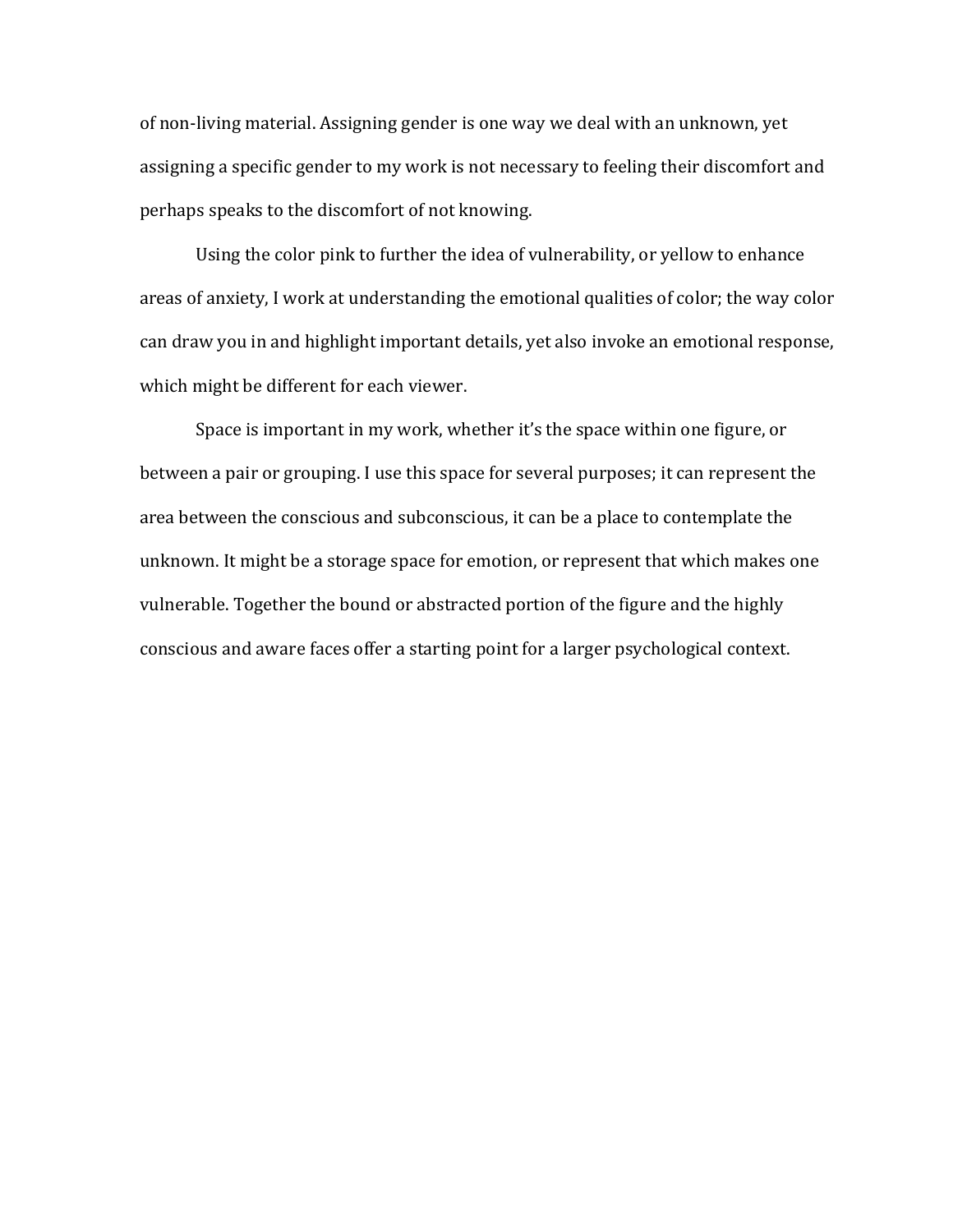of non-living material. Assigning gender is one way we deal with an unknown, yet assigning a specific gender to my work is not necessary to feeling their discomfort and perhaps speaks to the discomfort of not knowing.

Using the color pink to further the idea of vulnerability, or yellow to enhance areas of anxiety, I work at understanding the emotional qualities of color; the way color can draw you in and highlight important details, yet also invoke an emotional response, which might be different for each viewer.

Space is important in my work, whether it's the space within one figure, or between a pair or grouping. I use this space for several purposes; it can represent the area between the conscious and subconscious, it can be a place to contemplate the unknown. It might be a storage space for emotion, or represent that which makes one vulnerable. Together the bound or abstracted portion of the figure and the highly conscious and aware faces offer a starting point for a larger psychological context.